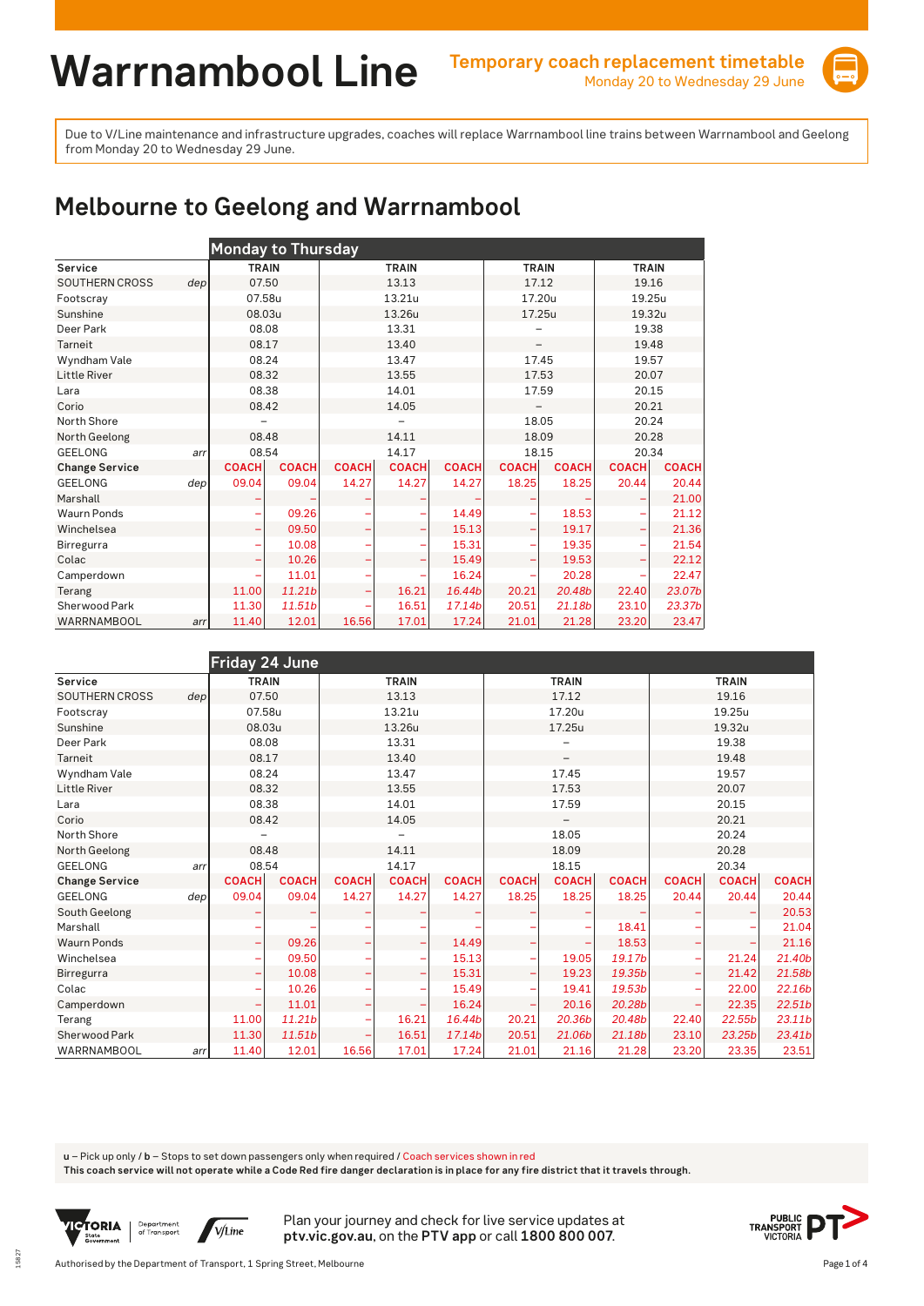# Warrnambool Line

**Temporary coach replacement timetable**
Monday 20 to Wednesday 29 June

Due to V/Line maintenance and infrastructure upgrades, coaches will replace Warrnambool line trains between Warrnambool and Geelong from Monday 20 to Wednesday 29 June.

## Melbourne to Geelong and Warrnambool

### Monday to Thursday

| Service | | TRAIN | | TRAIN | | | TRAIN | | TRAIN | |
|---|---|---|---|---|---|---|---|---|---|---|
| SOUTHERN CROSS | dep | 07.50 | | 13.13 | | | 17.12 | | 19.16 | |
| Footscray | | 07.58u | | 13.21u | | | 17.20u | | 19.25u | |
| Sunshine | | 08.03u | | 13.26u | | | 17.25u | | 19.32u | |
| Deer Park | | 08.08 | | 13.31 | | | – | | 19.38 | |
| Tarneit | | 08.17 | | 13.40 | | | – | | 19.48 | |
| Wyndham Vale | | 08.24 | | 13.47 | | | 17.45 | | 19.57 | |
| Little River | | 08.32 | | 13.55 | | | 17.53 | | 20.07 | |
| Lara | | 08.38 | | 14.01 | | | 17.59 | | 20.15 | |
| Corio | | 08.42 | | 14.05 | | | – | | 20.21 | |
| North Shore | | – | | – | | | 18.05 | | 20.24 | |
| North Geelong | | 08.48 | | 14.11 | | | 18.09 | | 20.28 | |
| GEELONG | arr | 08.54 | | 14.17 | | | 18.15 | | 20.34 | |
| **Change Service** | | COACH | COACH | COACH | COACH | COACH | COACH | COACH | COACH | COACH |
| GEELONG | dep | 09.04 | 09.04 | 14.27 | 14.27 | 14.27 | 18.25 | 18.25 | 20.44 | 20.44 |
| Marshall | | – | – | – | – | – | – | – | – | 21.00 |
| Waurn Ponds | | – | 09.26 | – | – | 14.49 | – | 18.53 | – | 21.12 |
| Winchelsea | | – | 09.50 | – | – | 15.13 | – | 19.17 | – | 21.36 |
| Birregurra | | – | 10.08 | – | – | 15.31 | – | 19.35 | – | 21.54 |
| Colac | | – | 10.26 | – | – | 15.49 | – | 19.53 | – | 22.12 |
| Camperdown | | – | 11.01 | – | – | 16.24 | – | 20.28 | – | 22.47 |
| Terang | | 11.00 | 11.21b | – | 16.21 | 16.44b | 20.21 | 20.48b | 22.40 | 23.07b |
| Sherwood Park | | 11.30 | 11.51b | – | 16.51 | 17.14b | 20.51 | 21.18b | 23.10 | 23.37b |
| WARRNAMBOOL | arr | 11.40 | 12.01 | 16.56 | 17.01 | 17.24 | 21.01 | 21.28 | 23.20 | 23.47 |

### Friday 24 June

| Service | | TRAIN | | TRAIN | | | TRAIN | | | TRAIN | | |
|---|---|---|---|---|---|---|---|---|---|---|---|---|
| SOUTHERN CROSS | dep | 07.50 | | 13.13 | | | 17.12 | | | 19.16 | | |
| Footscray | | 07.58u | | 13.21u | | | 17.20u | | | 19.25u | | |
| Sunshine | | 08.03u | | 13.26u | | | 17.25u | | | 19.32u | | |
| Deer Park | | 08.08 | | 13.31 | | | – | | | 19.38 | | |
| Tarneit | | 08.17 | | 13.40 | | | – | | | 19.48 | | |
| Wyndham Vale | | 08.24 | | 13.47 | | | 17.45 | | | 19.57 | | |
| Little River | | 08.32 | | 13.55 | | | 17.53 | | | 20.07 | | |
| Lara | | 08.38 | | 14.01 | | | 17.59 | | | 20.15 | | |
| Corio | | 08.42 | | 14.05 | | | – | | | 20.21 | | |
| North Shore | | – | | – | | | 18.05 | | | 20.24 | | |
| North Geelong | | 08.48 | | 14.11 | | | 18.09 | | | 20.28 | | |
| GEELONG | arr | 08.54 | | 14.17 | | | 18.15 | | | 20.34 | | |
| **Change Service** | | COACH | COACH | COACH | COACH | COACH | COACH | COACH | COACH | COACH | COACH | COACH |
| GEELONG | dep | 09.04 | 09.04 | 14.27 | 14.27 | 14.27 | 18.25 | 18.25 | 18.25 | 20.44 | 20.44 | 20.44 |
| South Geelong | | – | – | – | – | – | – | – | – | – | – | 20.53 |
| Marshall | | – | – | – | – | – | – | – | 18.41 | – | – | 21.04 |
| Waurn Ponds | | – | 09.26 | – | – | 14.49 | – | – | 18.53 | – | – | 21.16 |
| Winchelsea | | – | 09.50 | – | – | 15.13 | – | 19.05 | 19.17b | – | 21.24 | 21.40b |
| Birregurra | | – | 10.08 | – | – | 15.31 | – | 19.23 | 19.35b | – | 21.42 | 21.58b |
| Colac | | – | 10.26 | – | – | 15.49 | – | 19.41 | 19.53b | – | 22.00 | 22.16b |
| Camperdown | | – | 11.01 | – | – | 16.24 | – | 20.16 | 20.28b | – | 22.35 | 22.51b |
| Terang | | 11.00 | 11.21b | – | 16.21 | 16.44b | 20.21 | 20.36b | 20.48b | 22.40 | 22.55b | 23.11b |
| Sherwood Park | | 11.30 | 11.51b | – | 16.51 | 17.14b | 20.51 | 21.06b | 21.18b | 23.10 | 23.25b | 23.41b |
| WARRNAMBOOL | arr | 11.40 | 12.01 | 16.56 | 17.01 | 17.24 | 21.01 | 21.16 | 21.28 | 23.20 | 23.35 | 23.51 |

**u** – Pick up only / **b** – Stops to set down passengers only when required / Coach services shown in red

**This coach service will not operate while a Code Red fire danger declaration is in place for any fire district that it travels through.**

Plan your journey and check for live service updates at **ptv.vic.gov.au**, on the **PTV app** or call **1800 800 007**.

Authorised by the Department of Transport, 1 Spring Street, Melbourne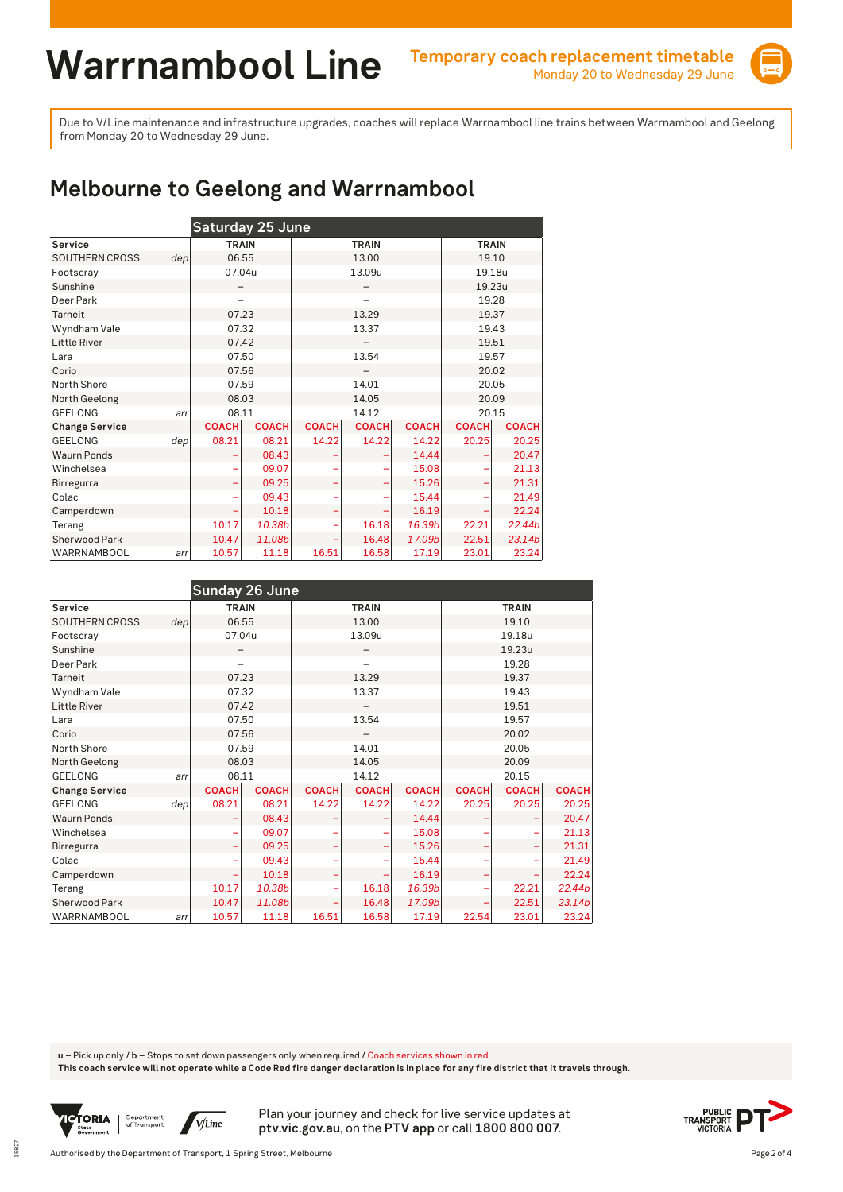# Warrnambool Line

**Temporary coach replacement timetable**
Monday 20 to Wednesday 29 June

Due to V/Line maintenance and infrastructure upgrades, coaches will replace Warrnambool line trains between Warrnambool and Geelong from Monday 20 to Wednesday 29 June.

## Melbourne to Geelong and Warrnambool

### Saturday 25 June

| Service | | TRAIN | | TRAIN | | | TRAIN | |
|---|---|---|---|---|---|---|---|---|
| SOUTHERN CROSS | dep | 06.55 | | 13.00 | | | 19.10 | |
| Footscray | | 07.04u | | 13.09u | | | 19.18u | |
| Sunshine | | – | | – | | | 19.23u | |
| Deer Park | | – | | – | | | 19.28 | |
| Tarneit | | 07.23 | | 13.29 | | | 19.37 | |
| Wyndham Vale | | 07.32 | | 13.37 | | | 19.43 | |
| Little River | | 07.42 | | – | | | 19.51 | |
| Lara | | 07.50 | | 13.54 | | | 19.57 | |
| Corio | | 07.56 | | – | | | 20.02 | |
| North Shore | | 07.59 | | 14.01 | | | 20.05 | |
| North Geelong | | 08.03 | | 14.05 | | | 20.09 | |
| GEELONG | arr | 08.11 | | 14.12 | | | 20.15 | |
| **Change Service** | | COACH | COACH | COACH | COACH | COACH | COACH | COACH |
| GEELONG | dep | 08.21 | 08.21 | 14.22 | 14.22 | 14.22 | 20.25 | 20.25 |
| Waurn Ponds | | – | 08.43 | – | – | 14.44 | – | 20.47 |
| Winchelsea | | – | 09.07 | – | – | 15.08 | – | 21.13 |
| Birregurra | | – | 09.25 | – | – | 15.26 | – | 21.31 |
| Colac | | – | 09.43 | – | – | 15.44 | – | 21.49 |
| Camperdown | | – | 10.18 | – | – | 16.19 | – | 22.24 |
| Terang | | 10.17 | *10.38b* | – | 16.18 | *16.39b* | 22.21 | *22.44b* |
| Sherwood Park | | 10.47 | *11.08b* | – | 16.48 | *17.09b* | 22.51 | *23.14b* |
| WARRNAMBOOL | arr | 10.57 | 11.18 | 16.51 | 16.58 | 17.19 | 23.01 | 23.24 |

### Sunday 26 June

| Service | | TRAIN | | TRAIN | | | TRAIN | | |
|---|---|---|---|---|---|---|---|---|---|
| SOUTHERN CROSS | dep | 06.55 | | 13.00 | | | 19.10 | | |
| Footscray | | 07.04u | | 13.09u | | | 19.18u | | |
| Sunshine | | – | | – | | | 19.23u | | |
| Deer Park | | – | | – | | | 19.28 | | |
| Tarneit | | 07.23 | | 13.29 | | | 19.37 | | |
| Wyndham Vale | | 07.32 | | 13.37 | | | 19.43 | | |
| Little River | | 07.42 | | – | | | 19.51 | | |
| Lara | | 07.50 | | 13.54 | | | 19.57 | | |
| Corio | | 07.56 | | – | | | 20.02 | | |
| North Shore | | 07.59 | | 14.01 | | | 20.05 | | |
| North Geelong | | 08.03 | | 14.05 | | | 20.09 | | |
| GEELONG | arr | 08.11 | | 14.12 | | | 20.15 | | |
| **Change Service** | | COACH | COACH | COACH | COACH | COACH | COACH | COACH | COACH |
| GEELONG | dep | 08.21 | 08.21 | 14.22 | 14.22 | 14.22 | 20.25 | 20.25 | 20.25 |
| Waurn Ponds | | – | 08.43 | – | – | 14.44 | – | – | 20.47 |
| Winchelsea | | – | 09.07 | – | – | 15.08 | – | – | 21.13 |
| Birregurra | | – | 09.25 | – | – | 15.26 | – | – | 21.31 |
| Colac | | – | 09.43 | – | – | 15.44 | – | – | 21.49 |
| Camperdown | | – | 10.18 | – | – | 16.19 | – | – | 22.24 |
| Terang | | 10.17 | *10.38b* | – | 16.18 | *16.39b* | – | 22.21 | *22.44b* |
| Sherwood Park | | 10.47 | *11.08b* | – | 16.48 | *17.09b* | – | 22.51 | *23.14b* |
| WARRNAMBOOL | arr | 10.57 | 11.18 | 16.51 | 16.58 | 17.19 | 22.54 | 23.01 | 23.24 |

**u** – Pick up only / **b** – Stops to set down passengers only when required / Coach services shown in red

**This coach service will not operate while a Code Red fire danger declaration is in place for any fire district that it travels through.**

Plan your journey and check for live service updates at **ptv.vic.gov.au**, on the **PTV app** or call **1800 800 007**.

Authorised by the Department of Transport, 1 Spring Street, Melbourne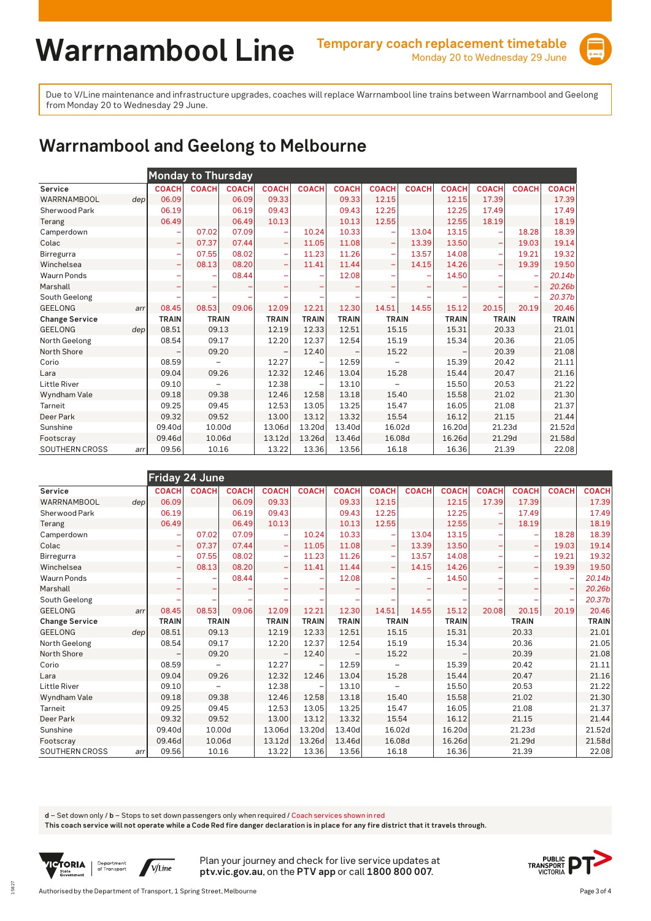# Warrnambool Line

**Temporary coach replacement timetable**
Monday 20 to Wednesday 29 June

Due to V/Line maintenance and infrastructure upgrades, coaches will replace Warrnambool line trains between Warrnambool and Geelong from Monday 20 to Wednesday 29 June.

## Warrnambool and Geelong to Melbourne

### Monday to Thursday

| Service | | COACH | COACH | COACH | COACH | COACH | COACH | COACH | COACH | COACH | COACH | COACH | COACH |
|---|---|---|---|---|---|---|---|---|---|---|---|---|---|
| WARRNAMBOOL | dep | 06.09 | | 06.09 | 09.33 | | 09.33 | 12.15 | | 12.15 | 17.39 | | 17.39 |
| Sherwood Park | | 06.19 | | 06.19 | 09.43 | | 09.43 | 12.25 | | 12.25 | 17.49 | | 17.49 |
| Terang | | 06.49 | | 06.49 | 10.13 | | 10.13 | 12.55 | | 12.55 | 18.19 | | 18.19 |
| Camperdown | | – | 07.02 | 07.09 | – | 10.24 | 10.33 | – | 13.04 | 13.15 | – | 18.28 | 18.39 |
| Colac | | – | 07.37 | 07.44 | – | 11.05 | 11.08 | – | 13.39 | 13.50 | – | 19.03 | 19.14 |
| Birregurra | | – | 07.55 | 08.02 | – | 11.23 | 11.26 | – | 13.57 | 14.08 | – | 19.21 | 19.32 |
| Winchelsea | | – | 08.13 | 08.20 | – | 11.41 | 11.44 | – | 14.15 | 14.26 | – | 19.39 | 19.50 |
| Waurn Ponds | | – | – | 08.44 | – | – | 12.08 | – | – | 14.50 | – | – | 20.14b |
| Marshall | | – | – | – | – | – | – | – | – | – | – | – | 20.26b |
| South Geelong | | – | – | – | – | – | – | – | – | – | – | – | 20.37b |
| GEELONG | arr | 08.45 | 08.53 | 09.06 | 12.09 | 12.21 | 12.30 | 14.51 | 14.55 | 15.12 | 20.15 | 20.19 | 20.46 |
| **Change Service** | | **TRAIN** | **TRAIN** | | **TRAIN** | **TRAIN** | **TRAIN** | **TRAIN** | | **TRAIN** | **TRAIN** | | **TRAIN** |
| GEELONG | dep | 08.51 | 09.13 | | 12.19 | 12.33 | 12.51 | 15.15 | | 15.31 | 20.33 | | 21.01 |
| North Geelong | | 08.54 | 09.17 | | 12.20 | 12.37 | 12.54 | 15.19 | | 15.34 | 20.36 | | 21.05 |
| North Shore | | – | 09.20 | | – | 12.40 | – | 15.22 | | – | 20.39 | | 21.08 |
| Corio | | 08.59 | – | | 12.27 | – | 12.59 | – | | 15.39 | 20.42 | | 21.11 |
| Lara | | 09.04 | 09.26 | | 12.32 | 12.46 | 13.04 | 15.28 | | 15.44 | 20.47 | | 21.16 |
| Little River | | 09.10 | – | | 12.38 | – | 13.10 | – | | 15.50 | 20.53 | | 21.22 |
| Wyndham Vale | | 09.18 | 09.38 | | 12.46 | 12.58 | 13.18 | 15.40 | | 15.58 | 21.02 | | 21.30 |
| Tarneit | | 09.25 | 09.45 | | 12.53 | 13.05 | 13.25 | 15.47 | | 16.05 | 21.08 | | 21.37 |
| Deer Park | | 09.32 | 09.52 | | 13.00 | 13.12 | 13.32 | 15.54 | | 16.12 | 21.15 | | 21.44 |
| Sunshine | | 09.40d | 10.00d | | 13.06d | 13.20d | 13.40d | 16.02d | | 16.20d | 21.23d | | 21.52d |
| Footscray | | 09.46d | 10.06d | | 13.12d | 13.26d | 13.46d | 16.08d | | 16.26d | 21.29d | | 21.58d |
| SOUTHERN CROSS | arr | 09.56 | 10.16 | | 13.22 | 13.36 | 13.56 | 16.18 | | 16.36 | 21.39 | | 22.08 |

### Friday 24 June

| Service | | COACH | COACH | COACH | COACH | COACH | COACH | COACH | COACH | COACH | COACH | COACH | COACH | COACH |
|---|---|---|---|---|---|---|---|---|---|---|---|---|---|---|
| WARRNAMBOOL | dep | 06.09 | | 06.09 | 09.33 | | 09.33 | 12.15 | | 12.15 | 17.39 | 17.39 | | 17.39 |
| Sherwood Park | | 06.19 | | 06.19 | 09.43 | | 09.43 | 12.25 | | 12.25 | – | 17.49 | | 17.49 |
| Terang | | 06.49 | | 06.49 | 10.13 | | 10.13 | 12.55 | | 12.55 | – | 18.19 | | 18.19 |
| Camperdown | | – | 07.02 | 07.09 | – | 10.24 | 10.33 | – | 13.04 | 13.15 | – | – | 18.28 | 18.39 |
| Colac | | – | 07.37 | 07.44 | – | 11.05 | 11.08 | – | 13.39 | 13.50 | – | – | 19.03 | 19.14 |
| Birregurra | | – | 07.55 | 08.02 | – | 11.23 | 11.26 | – | 13.57 | 14.08 | – | – | 19.21 | 19.32 |
| Winchelsea | | – | 08.13 | 08.20 | – | 11.41 | 11.44 | – | 14.15 | 14.26 | – | – | 19.39 | 19.50 |
| Waurn Ponds | | – | – | 08.44 | – | – | 12.08 | – | – | 14.50 | – | – | – | 20.14b |
| Marshall | | – | – | – | – | – | – | – | – | – | – | – | – | 20.26b |
| South Geelong | | – | – | – | – | – | – | – | – | – | – | – | – | 20.37b |
| GEELONG | arr | 08.45 | 08.53 | 09.06 | 12.09 | 12.21 | 12.30 | 14.51 | 14.55 | 15.12 | 20.08 | 20.15 | 20.19 | 20.46 |
| **Change Service** | | **TRAIN** | **TRAIN** | | **TRAIN** | **TRAIN** | **TRAIN** | **TRAIN** | | **TRAIN** | **TRAIN** | | | **TRAIN** |
| GEELONG | dep | 08.51 | 09.13 | | 12.19 | 12.33 | 12.51 | 15.15 | | 15.31 | 20.33 | | | 21.01 |
| North Geelong | | 08.54 | 09.17 | | 12.20 | 12.37 | 12.54 | 15.19 | | 15.34 | 20.36 | | | 21.05 |
| North Shore | | – | 09.20 | | – | 12.40 | – | 15.22 | | – | 20.39 | | | 21.08 |
| Corio | | 08.59 | – | | 12.27 | – | 12.59 | – | | 15.39 | 20.42 | | | 21.11 |
| Lara | | 09.04 | 09.26 | | 12.32 | 12.46 | 13.04 | 15.28 | | 15.44 | 20.47 | | | 21.16 |
| Little River | | 09.10 | – | | 12.38 | – | 13.10 | – | | 15.50 | 20.53 | | | 21.22 |
| Wyndham Vale | | 09.18 | 09.38 | | 12.46 | 12.58 | 13.18 | 15.40 | | 15.58 | 21.02 | | | 21.30 |
| Tarneit | | 09.25 | 09.45 | | 12.53 | 13.05 | 13.25 | 15.47 | | 16.05 | 21.08 | | | 21.37 |
| Deer Park | | 09.32 | 09.52 | | 13.00 | 13.12 | 13.32 | 15.54 | | 16.12 | 21.15 | | | 21.44 |
| Sunshine | | 09.40d | 10.00d | | 13.06d | 13.20d | 13.40d | 16.02d | | 16.20d | 21.23d | | | 21.52d |
| Footscray | | 09.46d | 10.06d | | 13.12d | 13.26d | 13.46d | 16.08d | | 16.26d | 21.29d | | | 21.58d |
| SOUTHERN CROSS | arr | 09.56 | 10.16 | | 13.22 | 13.36 | 13.56 | 16.18 | | 16.36 | 21.39 | | | 22.08 |

d – Set down only / b – Stops to set down passengers only when required / Coach services shown in red

**This coach service will not operate while a Code Red fire danger declaration is in place for any fire district that it travels through.**

Plan your journey and check for live service updates at **ptv.vic.gov.au**, on the **PTV app** or call **1800 800 007**.

Authorised by the Department of Transport, 1 Spring Street, Melbourne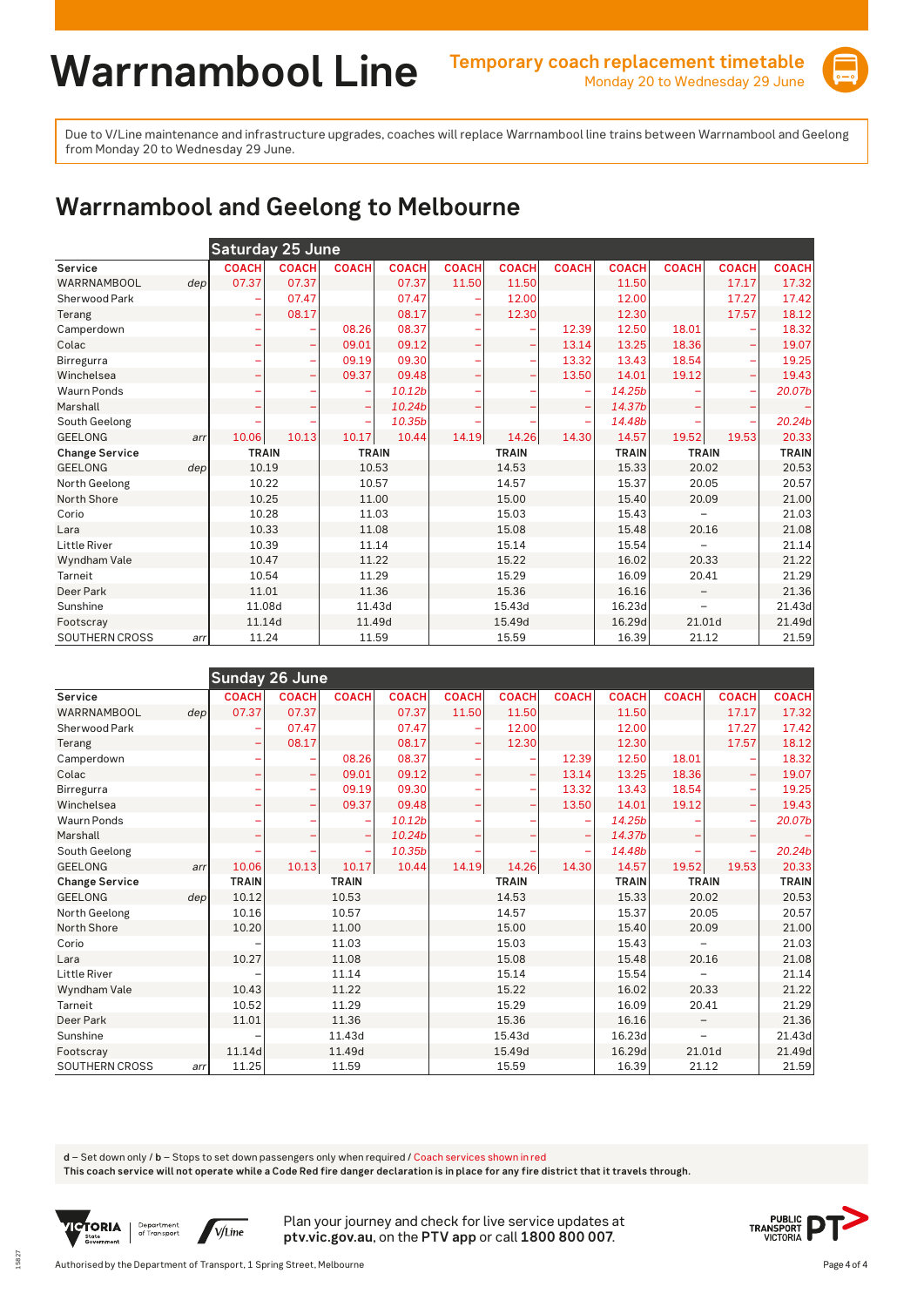# Warrnambool Line

**Temporary coach replacement timetable**
Monday 20 to Wednesday 29 June

Due to V/Line maintenance and infrastructure upgrades, coaches will replace Warrnambool line trains between Warrnambool and Geelong from Monday 20 to Wednesday 29 June.

## Warrnambool and Geelong to Melbourne

### Saturday 25 June

| Service | | COACH | COACH | COACH | COACH | COACH | COACH | COACH | COACH | COACH | COACH | COACH |
|---|---|---|---|---|---|---|---|---|---|---|---|---|
| WARRNAMBOOL | dep | 07.37 | 07.37 | | 07.37 | 11.50 | 11.50 | | 11.50 | | 17.17 | 17.32 |
| Sherwood Park | | – | 07.47 | | 07.47 | – | 12.00 | | 12.00 | | 17.27 | 17.42 |
| Terang | | – | 08.17 | | 08.17 | – | 12.30 | | 12.30 | | 17.57 | 18.12 |
| Camperdown | | – | – | 08.26 | 08.37 | – | – | 12.39 | 12.50 | 18.01 | – | 18.32 |
| Colac | | – | – | 09.01 | 09.12 | – | – | 13.14 | 13.25 | 18.36 | – | 19.07 |
| Birregurra | | – | – | 09.19 | 09.30 | – | – | 13.32 | 13.43 | 18.54 | – | 19.25 |
| Winchelsea | | – | – | 09.37 | 09.48 | – | – | 13.50 | 14.01 | 19.12 | – | 19.43 |
| Waurn Ponds | | – | – | – | 10.12b | – | – | – | 14.25b | – | – | 20.07b |
| Marshall | | – | – | – | 10.24b | – | – | – | 14.37b | – | – | – |
| South Geelong | | – | – | – | 10.35b | – | – | – | 14.48b | – | – | 20.24b |
| GEELONG | arr | 10.06 | 10.13 | 10.17 | 10.44 | 14.19 | 14.26 | 14.30 | 14.57 | 19.52 | 19.53 | 20.33 |
| **Change Service** | | TRAIN | | TRAIN | | TRAIN | | | TRAIN | TRAIN | | TRAIN |
| GEELONG | dep | 10.19 | | 10.53 | | 14.53 | | | 15.33 | 20.02 | | 20.53 |
| North Geelong | | 10.22 | | 10.57 | | 14.57 | | | 15.37 | 20.05 | | 20.57 |
| North Shore | | 10.25 | | 11.00 | | 15.00 | | | 15.40 | 20.09 | | 21.00 |
| Corio | | 10.28 | | 11.03 | | 15.03 | | | 15.43 | – | | 21.03 |
| Lara | | 10.33 | | 11.08 | | 15.08 | | | 15.48 | 20.16 | | 21.08 |
| Little River | | 10.39 | | 11.14 | | 15.14 | | | 15.54 | – | | 21.14 |
| Wyndham Vale | | 10.47 | | 11.22 | | 15.22 | | | 16.02 | 20.33 | | 21.22 |
| Tarneit | | 10.54 | | 11.29 | | 15.29 | | | 16.09 | 20.41 | | 21.29 |
| Deer Park | | 11.01 | | 11.36 | | 15.36 | | | 16.16 | – | | 21.36 |
| Sunshine | | 11.08d | | 11.43d | | 15.43d | | | 16.23d | – | | 21.43d |
| Footscray | | 11.14d | | 11.49d | | 15.49d | | | 16.29d | 21.01d | | 21.49d |
| SOUTHERN CROSS | arr | 11.24 | | 11.59 | | 15.59 | | | 16.39 | 21.12 | | 21.59 |

### Sunday 26 June

| Service | | COACH | COACH | COACH | COACH | COACH | COACH | COACH | COACH | COACH | COACH | COACH |
|---|---|---|---|---|---|---|---|---|---|---|---|---|
| WARRNAMBOOL | dep | 07.37 | 07.37 | | 07.37 | 11.50 | 11.50 | | 11.50 | | 17.17 | 17.32 |
| Sherwood Park | | – | 07.47 | | 07.47 | – | 12.00 | | 12.00 | | 17.27 | 17.42 |
| Terang | | – | 08.17 | | 08.17 | – | 12.30 | | 12.30 | | 17.57 | 18.12 |
| Camperdown | | – | – | 08.26 | 08.37 | – | – | 12.39 | 12.50 | 18.01 | – | 18.32 |
| Colac | | – | – | 09.01 | 09.12 | – | – | 13.14 | 13.25 | 18.36 | – | 19.07 |
| Birregurra | | – | – | 09.19 | 09.30 | – | – | 13.32 | 13.43 | 18.54 | – | 19.25 |
| Winchelsea | | – | – | 09.37 | 09.48 | – | – | 13.50 | 14.01 | 19.12 | – | 19.43 |
| Waurn Ponds | | – | – | – | 10.12b | – | – | – | 14.25b | – | – | 20.07b |
| Marshall | | – | – | – | 10.24b | – | – | – | 14.37b | – | – | – |
| South Geelong | | – | – | – | 10.35b | – | – | – | 14.48b | – | – | 20.24b |
| GEELONG | arr | 10.06 | 10.13 | 10.17 | 10.44 | 14.19 | 14.26 | 14.30 | 14.57 | 19.52 | 19.53 | 20.33 |
| **Change Service** | | TRAIN | TRAIN | | | TRAIN | | | TRAIN | TRAIN | | TRAIN |
| GEELONG | dep | 10.12 | 10.53 | | | 14.53 | | | 15.33 | 20.02 | | 20.53 |
| North Geelong | | 10.16 | 10.57 | | | 14.57 | | | 15.37 | 20.05 | | 20.57 |
| North Shore | | 10.20 | 11.00 | | | 15.00 | | | 15.40 | 20.09 | | 21.00 |
| Corio | | – | 11.03 | | | 15.03 | | | 15.43 | – | | 21.03 |
| Lara | | 10.27 | 11.08 | | | 15.08 | | | 15.48 | 20.16 | | 21.08 |
| Little River | | – | 11.14 | | | 15.14 | | | 15.54 | – | | 21.14 |
| Wyndham Vale | | 10.43 | 11.22 | | | 15.22 | | | 16.02 | 20.33 | | 21.22 |
| Tarneit | | 10.52 | 11.29 | | | 15.29 | | | 16.09 | 20.41 | | 21.29 |
| Deer Park | | 11.01 | 11.36 | | | 15.36 | | | 16.16 | – | | 21.36 |
| Sunshine | | – | 11.43d | | | 15.43d | | | 16.23d | – | | 21.43d |
| Footscray | | 11.14d | 11.49d | | | 15.49d | | | 16.29d | 21.01d | | 21.49d |
| SOUTHERN CROSS | arr | 11.25 | 11.59 | | | 15.59 | | | 16.39 | 21.12 | | 21.59 |

**d** – Set down only / **b** – Stops to set down passengers only when required / Coach services shown in red

**This coach service will not operate while a Code Red fire danger declaration is in place for any fire district that it travels through.**

Plan your journey and check for live service updates at **ptv.vic.gov.au**, on the **PTV app** or call **1800 800 007**.

Authorised by the Department of Transport, 1 Spring Street, Melbourne